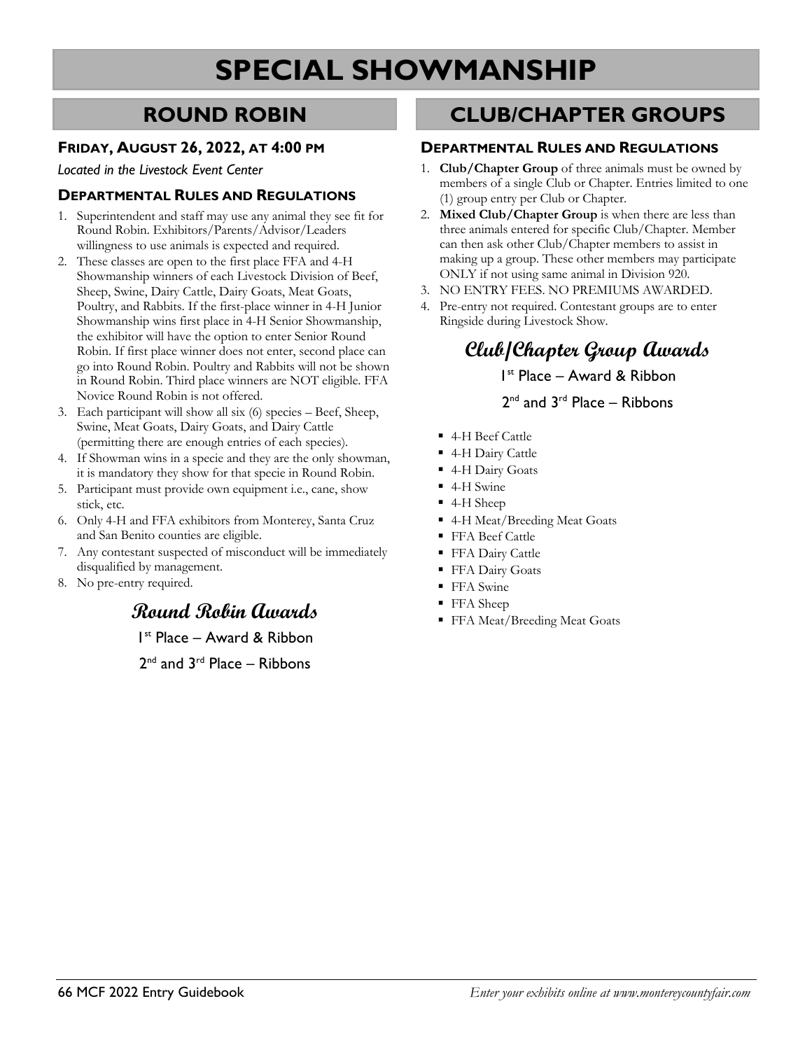# SPECIAL SHOWMANSHIP

## ROUND ROBIN

### FRIDAY, AUGUST 26, 2022, AT 4:00 PM

*Located in the Livestock Event Center*

### DEPARTMENTAL RULES AND REGULATIONS

1. Superintendent and staff may use any animal they see fit for Round Robin. Exhibitors/Parents/Advisor/Leaders willingness to use animals is expected and required.
2. These classes are open to the first place FFA and 4-H Showmanship winners of each Livestock Division of Beef, Sheep, Swine, Dairy Cattle, Dairy Goats, Meat Goats, Poultry, and Rabbits. If the first-place winner in 4-H Junior Showmanship wins first place in 4-H Senior Showmanship, the exhibitor will have the option to enter Senior Round Robin. If first place winner does not enter, second place can go into Round Robin. Poultry and Rabbits will not be shown in Round Robin. Third place winners are NOT eligible. FFA Novice Round Robin is not offered.
3. Each participant will show all six (6) species – Beef, Sheep, Swine, Meat Goats, Dairy Goats, and Dairy Cattle (permitting there are enough entries of each species).
4. If Showman wins in a specie and they are the only showman, it is mandatory they show for that specie in Round Robin.
5. Participant must provide own equipment i.e., cane, show stick, etc.
6. Only 4-H and FFA exhibitors from Monterey, Santa Cruz and San Benito counties are eligible.
7. Any contestant suspected of misconduct will be immediately disqualified by management.
8. No pre-entry required.

### Round Robin Awards

1st Place – Award & Ribbon

2nd and 3rd Place – Ribbons

## CLUB/CHAPTER GROUPS

### DEPARTMENTAL RULES AND REGULATIONS

1. **Club/Chapter Group** of three animals must be owned by members of a single Club or Chapter. Entries limited to one (1) group entry per Club or Chapter.
2. **Mixed Club/Chapter Group** is when there are less than three animals entered for specific Club/Chapter. Member can then ask other Club/Chapter members to assist in making up a group. These other members may participate ONLY if not using same animal in Division 920.
3. NO ENTRY FEES. NO PREMIUMS AWARDED.
4. Pre-entry not required. Contestant groups are to enter Ringside during Livestock Show.

### Club/Chapter Group Awards

1st Place – Award & Ribbon

2nd and 3rd Place – Ribbons

- 4-H Beef Cattle
- 4-H Dairy Cattle
- 4-H Dairy Goats
- 4-H Swine
- 4-H Sheep
- 4-H Meat/Breeding Meat Goats
- FFA Beef Cattle
- FFA Dairy Cattle
- FFA Dairy Goats
- FFA Swine
- FFA Sheep
- FFA Meat/Breeding Meat Goats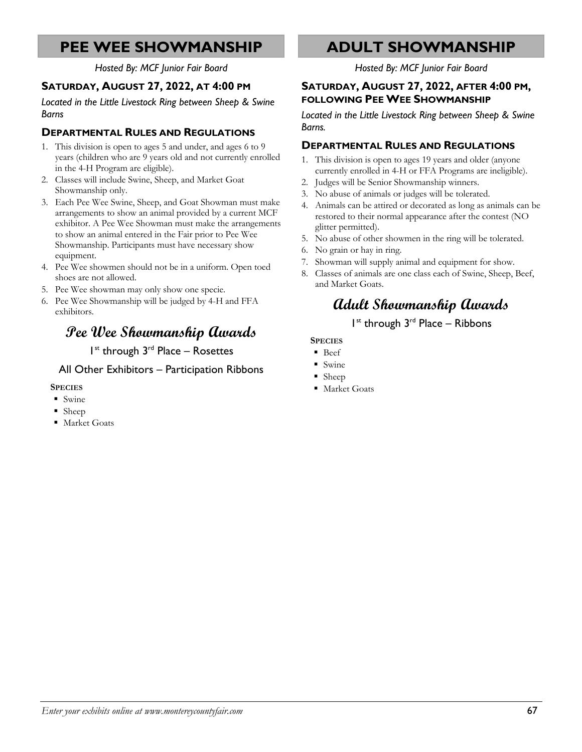# PEE WEE SHOWMANSHIP

*Hosted By: MCF Junior Fair Board*

### SATURDAY, AUGUST 27, 2022, AT 4:00 PM

*Located in the Little Livestock Ring between Sheep & Swine Barns*

### DEPARTMENTAL RULES AND REGULATIONS

1. This division is open to ages 5 and under, and ages 6 to 9 years (children who are 9 years old and not currently enrolled in the 4-H Program are eligible).
2. Classes will include Swine, Sheep, and Market Goat Showmanship only.
3. Each Pee Wee Swine, Sheep, and Goat Showman must make arrangements to show an animal provided by a current MCF exhibitor. A Pee Wee Showman must make the arrangements to show an animal entered in the Fair prior to Pee Wee Showmanship. Participants must have necessary show equipment.
4. Pee Wee showmen should not be in a uniform. Open toed shoes are not allowed.
5. Pee Wee showman may only show one specie.
6. Pee Wee Showmanship will be judged by 4-H and FFA exhibitors.

## Pee Wee Showmanship Awards

1st through 3rd Place – Rosettes

All Other Exhibitors – Participation Ribbons

**SPECIES**

- Swine
- Sheep
- Market Goats

# ADULT SHOWMANSHIP

*Hosted By: MCF Junior Fair Board*

### SATURDAY, AUGUST 27, 2022, AFTER 4:00 PM, FOLLOWING PEE WEE SHOWMANSHIP

*Located in the Little Livestock Ring between Sheep & Swine Barns.*

### DEPARTMENTAL RULES AND REGULATIONS

1. This division is open to ages 19 years and older (anyone currently enrolled in 4-H or FFA Programs are ineligible).
2. Judges will be Senior Showmanship winners.
3. No abuse of animals or judges will be tolerated.
4. Animals can be attired or decorated as long as animals can be restored to their normal appearance after the contest (NO glitter permitted).
5. No abuse of other showmen in the ring will be tolerated.
6. No grain or hay in ring.
7. Showman will supply animal and equipment for show.
8. Classes of animals are one class each of Swine, Sheep, Beef, and Market Goats.

## Adult Showmanship Awards

1st through 3rd Place – Ribbons

**SPECIES**

- Beef
- Swine
- Sheep
- Market Goats